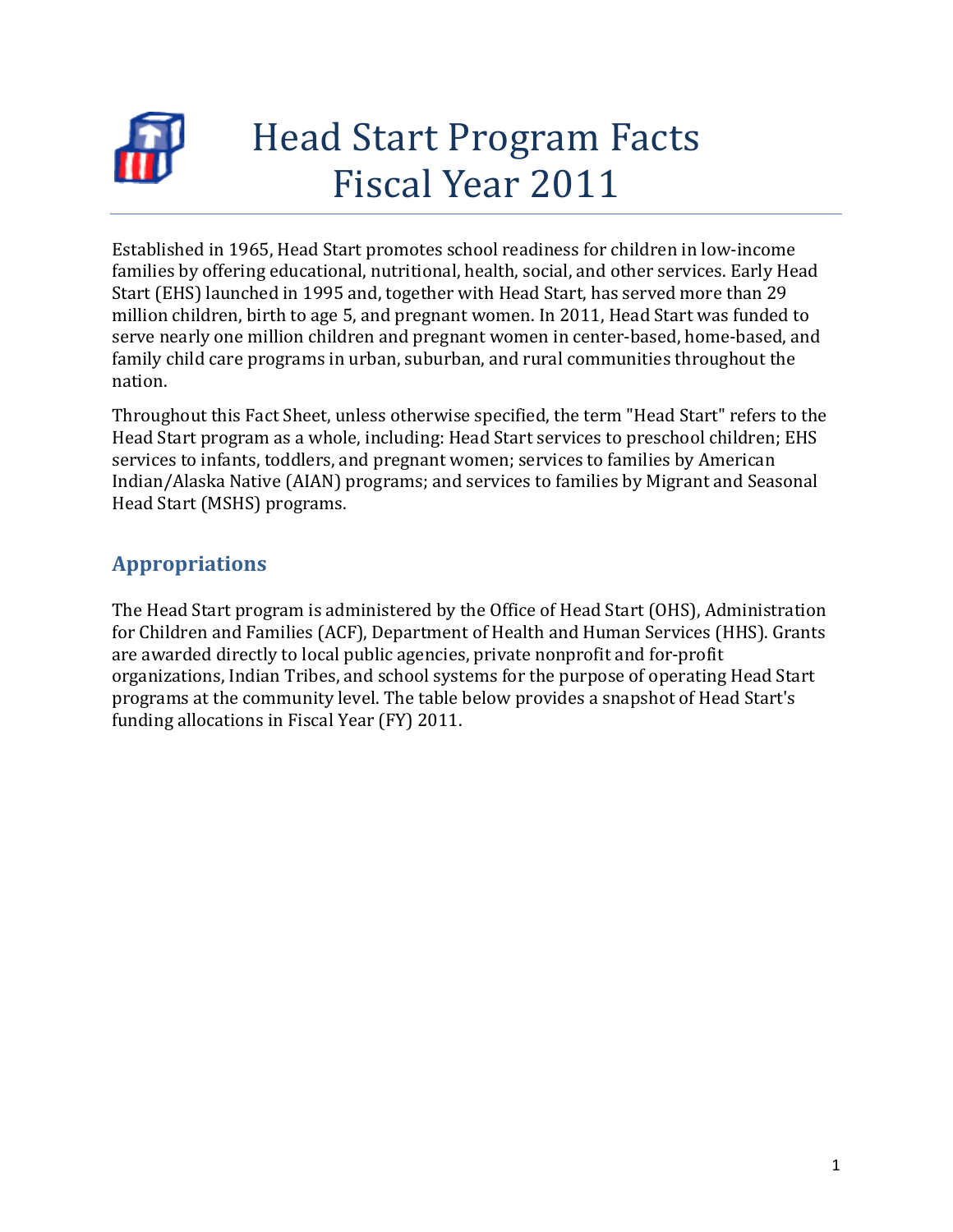# Head Start Program Facts Fiscal Year 2011

Established in 1965, Head Start promotes school readiness for children in low-income families by offering educational, nutritional, health, social, and other services. Early Head Start (EHS) launched in 1995 and, together with Head Start, has served more than 29 million children, birth to age 5, and pregnant women. In 2011, Head Start was funded to serve nearly one million children and pregnant women in center-based, home-based, and family child care programs in urban, suburban, and rural communities throughout the nation.

Throughout this Fact Sheet, unless otherwise specified, the term "Head Start" refers to the Head Start program as a whole, including: Head Start services to preschool children; EHS services to infants, toddlers, and pregnant women; services to families by American Indian/Alaska Native (AIAN) programs; and services to families by Migrant and Seasonal Head Start (MSHS) programs.

## Appropriations

The Head Start program is administered by the Office of Head Start (OHS), Administration for Children and Families (ACF), Department of Health and Human Services (HHS). Grants are awarded directly to local public agencies, private nonprofit and for-profit organizations, Indian Tribes, and school systems for the purpose of operating Head Start programs at the community level. The table below provides a snapshot of Head Start's funding allocations in Fiscal Year (FY) 2011.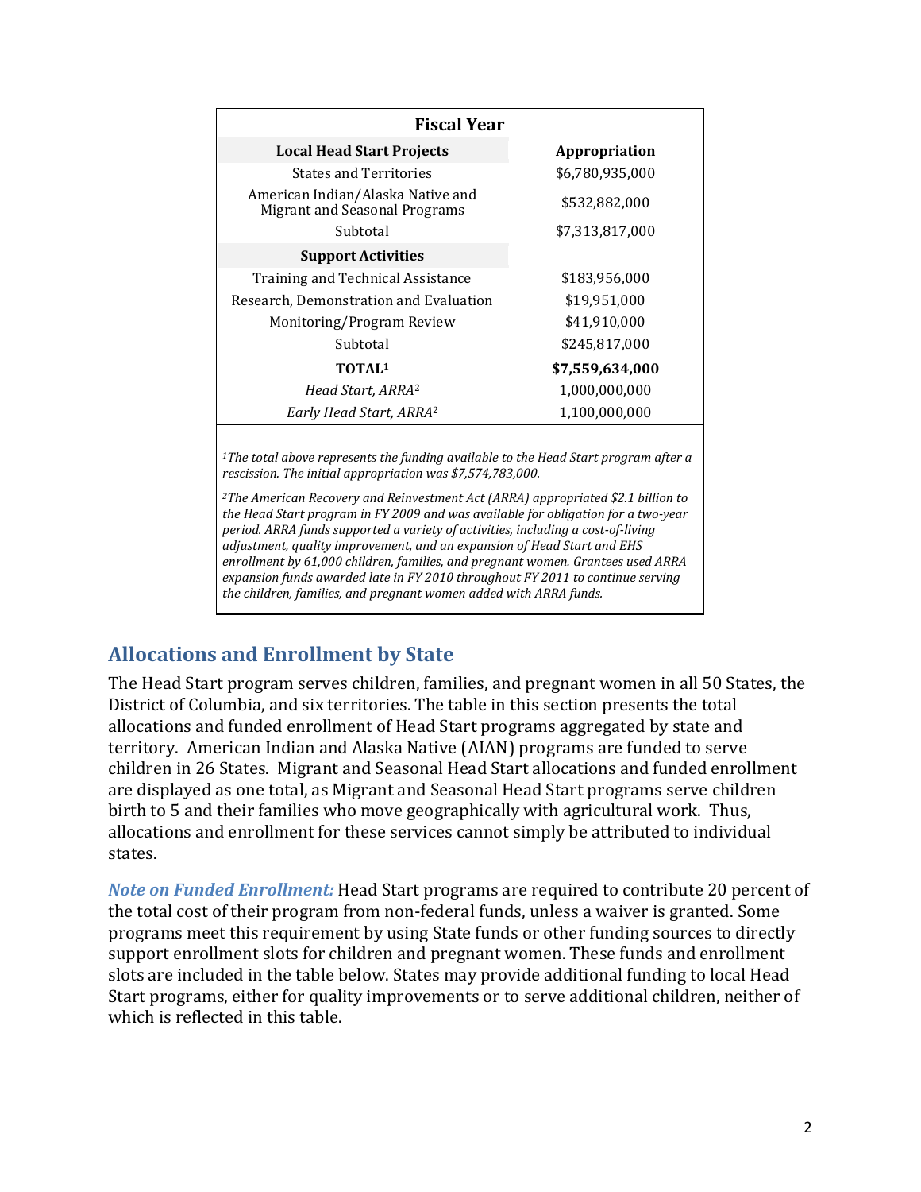| Fiscal Year | |
|---|---|
| **Local Head Start Projects** | **Appropriation** |
| States and Territories | $6,780,935,000 |
| American Indian/Alaska Native and Migrant and Seasonal Programs | $532,882,000 |
| Subtotal | $7,313,817,000 |
| **Support Activities** | |
| Training and Technical Assistance | $183,956,000 |
| Research, Demonstration and Evaluation | $19,951,000 |
| Monitoring/Program Review | $41,910,000 |
| Subtotal | $245,817,000 |
| **TOTAL[1]** | **$7,559,634,000** |
| *Head Start, ARRA[2]* | 1,000,000,000 |
| *Early Head Start, ARRA[2]* | 1,100,000,000 |

*[1]The total above represents the funding available to the Head Start program after a rescission. The initial appropriation was $7,574,783,000.*

*[2]The American Recovery and Reinvestment Act (ARRA) appropriated $2.1 billion to the Head Start program in FY 2009 and was available for obligation for a two-year period. ARRA funds supported a variety of activities, including a cost-of-living adjustment, quality improvement, and an expansion of Head Start and EHS enrollment by 61,000 children, families, and pregnant women. Grantees used ARRA expansion funds awarded late in FY 2010 throughout FY 2011 to continue serving the children, families, and pregnant women added with ARRA funds.*

## Allocations and Enrollment by State

The Head Start program serves children, families, and pregnant women in all 50 States, the District of Columbia, and six territories. The table in this section presents the total allocations and funded enrollment of Head Start programs aggregated by state and territory. American Indian and Alaska Native (AIAN) programs are funded to serve children in 26 States. Migrant and Seasonal Head Start allocations and funded enrollment are displayed as one total, as Migrant and Seasonal Head Start programs serve children birth to 5 and their families who move geographically with agricultural work. Thus, allocations and enrollment for these services cannot simply be attributed to individual states.

***Note on Funded Enrollment:*** Head Start programs are required to contribute 20 percent of the total cost of their program from non-federal funds, unless a waiver is granted. Some programs meet this requirement by using State funds or other funding sources to directly support enrollment slots for children and pregnant women. These funds and enrollment slots are included in the table below. States may provide additional funding to local Head Start programs, either for quality improvements or to serve additional children, neither of which is reflected in this table.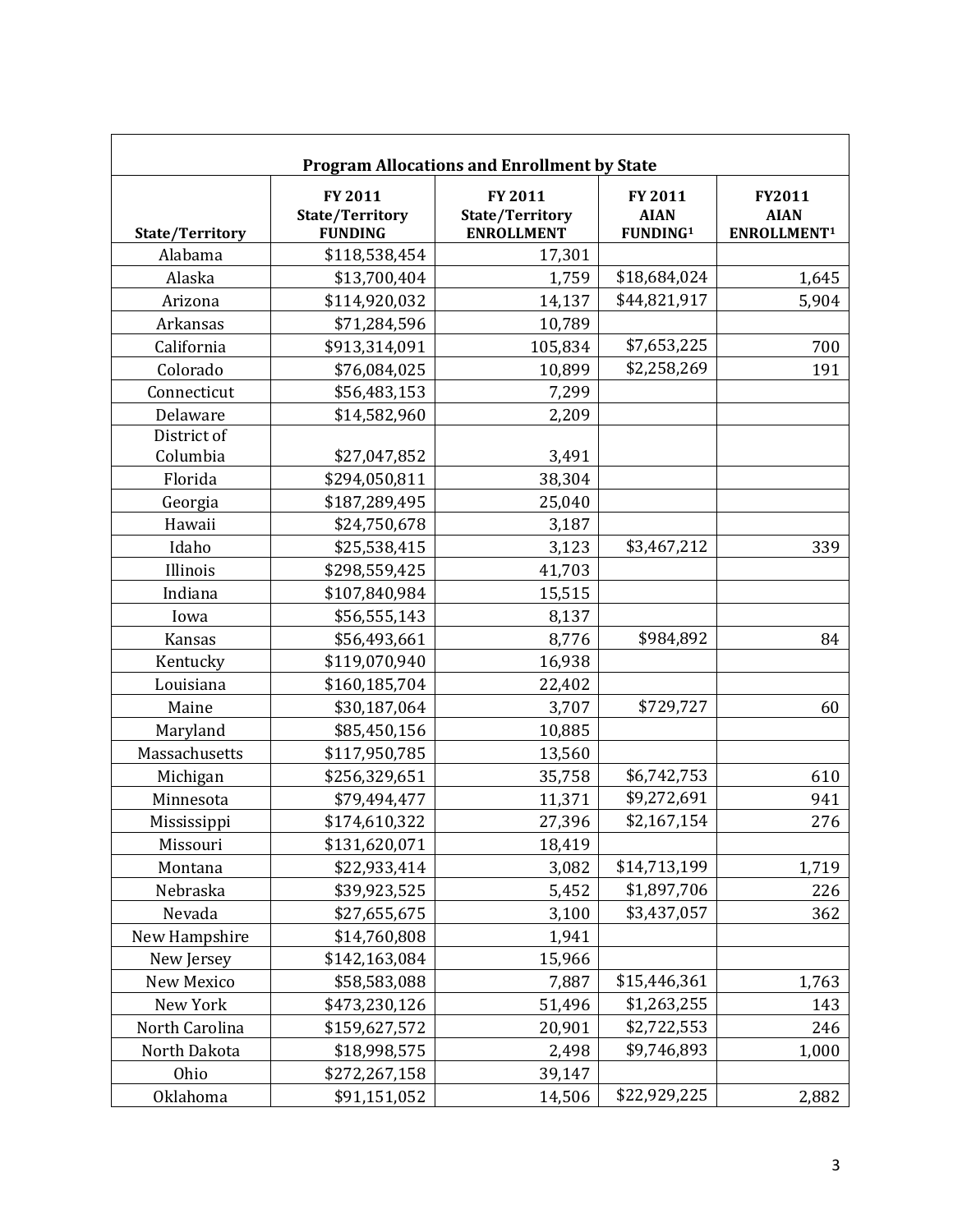| Program Allocations and Enrollment by State | | | | |
|---|---|---|---|---|
| **State/Territory** | **FY 2011 State/Territory FUNDING** | **FY 2011 State/Territory ENROLLMENT** | **FY 2011 AIAN FUNDING[1]** | **FY2011 AIAN ENROLLMENT[1]** |
| Alabama | $118,538,454 | 17,301 | | |
| Alaska | $13,700,404 | 1,759 | $18,684,024 | 1,645 |
| Arizona | $114,920,032 | 14,137 | $44,821,917 | 5,904 |
| Arkansas | $71,284,596 | 10,789 | | |
| California | $913,314,091 | 105,834 | $7,653,225 | 700 |
| Colorado | $76,084,025 | 10,899 | $2,258,269 | 191 |
| Connecticut | $56,483,153 | 7,299 | | |
| Delaware | $14,582,960 | 2,209 | | |
| District of Columbia | $27,047,852 | 3,491 | | |
| Florida | $294,050,811 | 38,304 | | |
| Georgia | $187,289,495 | 25,040 | | |
| Hawaii | $24,750,678 | 3,187 | | |
| Idaho | $25,538,415 | 3,123 | $3,467,212 | 339 |
| Illinois | $298,559,425 | 41,703 | | |
| Indiana | $107,840,984 | 15,515 | | |
| Iowa | $56,555,143 | 8,137 | | |
| Kansas | $56,493,661 | 8,776 | $984,892 | 84 |
| Kentucky | $119,070,940 | 16,938 | | |
| Louisiana | $160,185,704 | 22,402 | | |
| Maine | $30,187,064 | 3,707 | $729,727 | 60 |
| Maryland | $85,450,156 | 10,885 | | |
| Massachusetts | $117,950,785 | 13,560 | | |
| Michigan | $256,329,651 | 35,758 | $6,742,753 | 610 |
| Minnesota | $79,494,477 | 11,371 | $9,272,691 | 941 |
| Mississippi | $174,610,322 | 27,396 | $2,167,154 | 276 |
| Missouri | $131,620,071 | 18,419 | | |
| Montana | $22,933,414 | 3,082 | $14,713,199 | 1,719 |
| Nebraska | $39,923,525 | 5,452 | $1,897,706 | 226 |
| Nevada | $27,655,675 | 3,100 | $3,437,057 | 362 |
| New Hampshire | $14,760,808 | 1,941 | | |
| New Jersey | $142,163,084 | 15,966 | | |
| New Mexico | $58,583,088 | 7,887 | $15,446,361 | 1,763 |
| New York | $473,230,126 | 51,496 | $1,263,255 | 143 |
| North Carolina | $159,627,572 | 20,901 | $2,722,553 | 246 |
| North Dakota | $18,998,575 | 2,498 | $9,746,893 | 1,000 |
| Ohio | $272,267,158 | 39,147 | | |
| Oklahoma | $91,151,052 | 14,506 | $22,929,225 | 2,882 |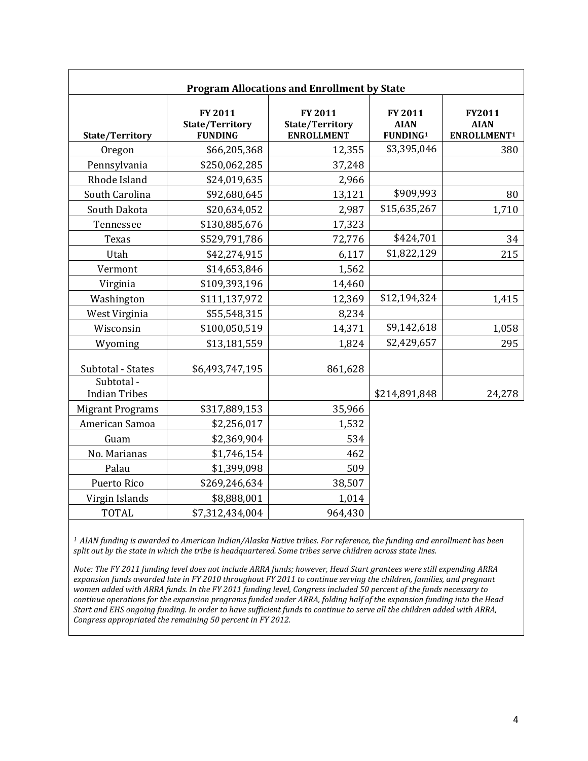| Program Allocations and Enrollment by State | | | | |
|---|---|---|---|---|
| **State/Territory** | **FY 2011 State/Territory FUNDING** | **FY 2011 State/Territory ENROLLMENT** | **FY 2011 AIAN FUNDING[1]** | **FY2011 AIAN ENROLLMENT[1]** |
| Oregon | $66,205,368 | 12,355 | $3,395,046 | 380 |
| Pennsylvania | $250,062,285 | 37,248 | | |
| Rhode Island | $24,019,635 | 2,966 | | |
| South Carolina | $92,680,645 | 13,121 | $909,993 | 80 |
| South Dakota | $20,634,052 | 2,987 | $15,635,267 | 1,710 |
| Tennessee | $130,885,676 | 17,323 | | |
| Texas | $529,791,786 | 72,776 | $424,701 | 34 |
| Utah | $42,274,915 | 6,117 | $1,822,129 | 215 |
| Vermont | $14,653,846 | 1,562 | | |
| Virginia | $109,393,196 | 14,460 | | |
| Washington | $111,137,972 | 12,369 | $12,194,324 | 1,415 |
| West Virginia | $55,548,315 | 8,234 | | |
| Wisconsin | $100,050,519 | 14,371 | $9,142,618 | 1,058 |
| Wyoming | $13,181,559 | 1,824 | $2,429,657 | 295 |
| Subtotal - States | $6,493,747,195 | 861,628 | | |
| Subtotal - Indian Tribes | | | $214,891,848 | 24,278 |
| Migrant Programs | $317,889,153 | 35,966 | | |
| American Samoa | $2,256,017 | 1,532 | | |
| Guam | $2,369,904 | 534 | | |
| No. Marianas | $1,746,154 | 462 | | |
| Palau | $1,399,098 | 509 | | |
| Puerto Rico | $269,246,634 | 38,507 | | |
| Virgin Islands | $8,888,001 | 1,014 | | |
| TOTAL | $7,312,434,004 | 964,430 | | |

*[1] AIAN funding is awarded to American Indian/Alaska Native tribes. For reference, the funding and enrollment has been split out by the state in which the tribe is headquartered. Some tribes serve children across state lines.*

*Note: The FY 2011 funding level does not include ARRA funds; however, Head Start grantees were still expending ARRA expansion funds awarded late in FY 2010 throughout FY 2011 to continue serving the children, families, and pregnant women added with ARRA funds. In the FY 2011 funding level, Congress included 50 percent of the funds necessary to continue operations for the expansion programs funded under ARRA, folding half of the expansion funding into the Head Start and EHS ongoing funding. In order to have sufficient funds to continue to serve all the children added with ARRA, Congress appropriated the remaining 50 percent in FY 2012.*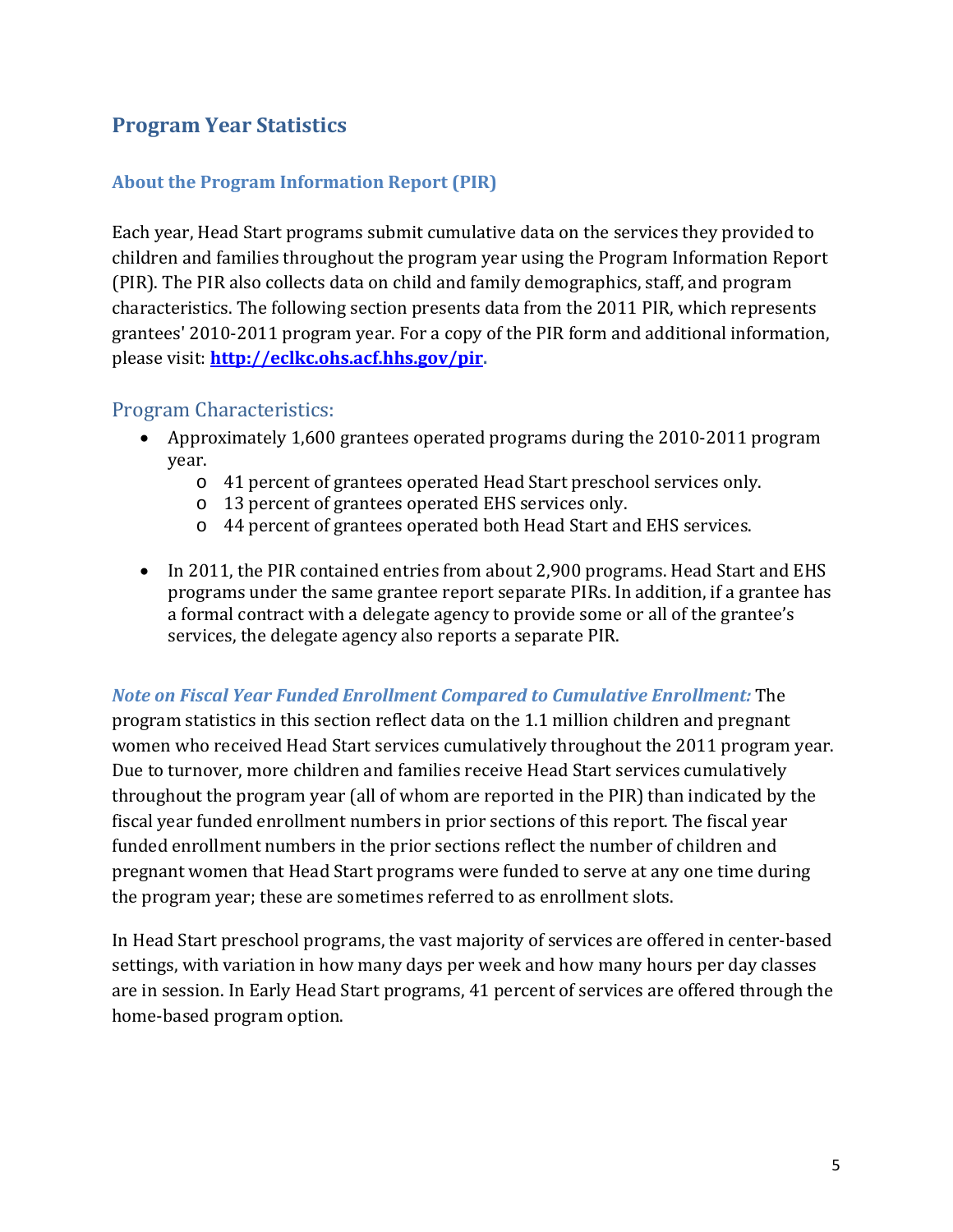## Program Year Statistics

### About the Program Information Report (PIR)

Each year, Head Start programs submit cumulative data on the services they provided to children and families throughout the program year using the Program Information Report (PIR). The PIR also collects data on child and family demographics, staff, and program characteristics. The following section presents data from the 2011 PIR, which represents grantees' 2010-2011 program year. For a copy of the PIR form and additional information, please visit: **[http://eclkc.ohs.acf.hhs.gov/pir](http://eclkc.ohs.acf.hhs.gov/pir)**.

### Program Characteristics:

- Approximately 1,600 grantees operated programs during the 2010-2011 program year.
  - 41 percent of grantees operated Head Start preschool services only.
  - 13 percent of grantees operated EHS services only.
  - 44 percent of grantees operated both Head Start and EHS services.
- In 2011, the PIR contained entries from about 2,900 programs. Head Start and EHS programs under the same grantee report separate PIRs. In addition, if a grantee has a formal contract with a delegate agency to provide some or all of the grantee's services, the delegate agency also reports a separate PIR.

***Note on Fiscal Year Funded Enrollment Compared to Cumulative Enrollment:*** The program statistics in this section reflect data on the 1.1 million children and pregnant women who received Head Start services cumulatively throughout the 2011 program year. Due to turnover, more children and families receive Head Start services cumulatively throughout the program year (all of whom are reported in the PIR) than indicated by the fiscal year funded enrollment numbers in prior sections of this report. The fiscal year funded enrollment numbers in the prior sections reflect the number of children and pregnant women that Head Start programs were funded to serve at any one time during the program year; these are sometimes referred to as enrollment slots.

In Head Start preschool programs, the vast majority of services are offered in center-based settings, with variation in how many days per week and how many hours per day classes are in session. In Early Head Start programs, 41 percent of services are offered through the home-based program option.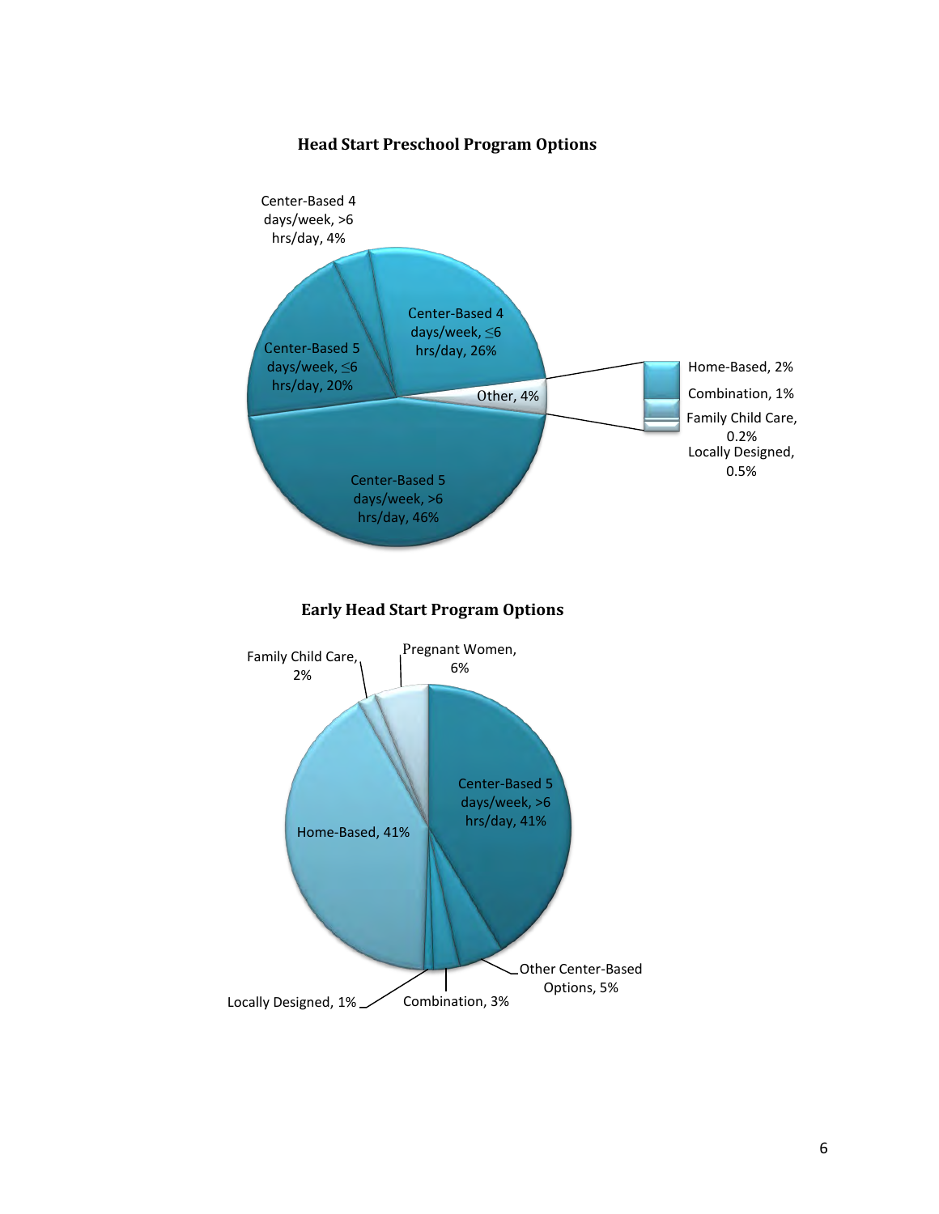**Head Start Preschool Program Options**

- Center-Based 5 days/week, >6 hrs/day, 46%
- Center-Based 4 days/week, ≤6 hrs/day, 26%
- Center-Based 5 days/week, ≤6 hrs/day, 20%
- Center-Based 4 days/week, >6 hrs/day, 4%
- Other, 4%
  - Home-Based, 2%
  - Combination, 1%
  - Family Child Care, 0.2%
  - Locally Designed, 0.5%

**Early Head Start Program Options**

- Center-Based 5 days/week, >6 hrs/day, 41%
- Home-Based, 41%
- Pregnant Women, 6%
- Other Center-Based Options, 5%
- Combination, 3%
- Family Child Care, 2%
- Locally Designed, 1%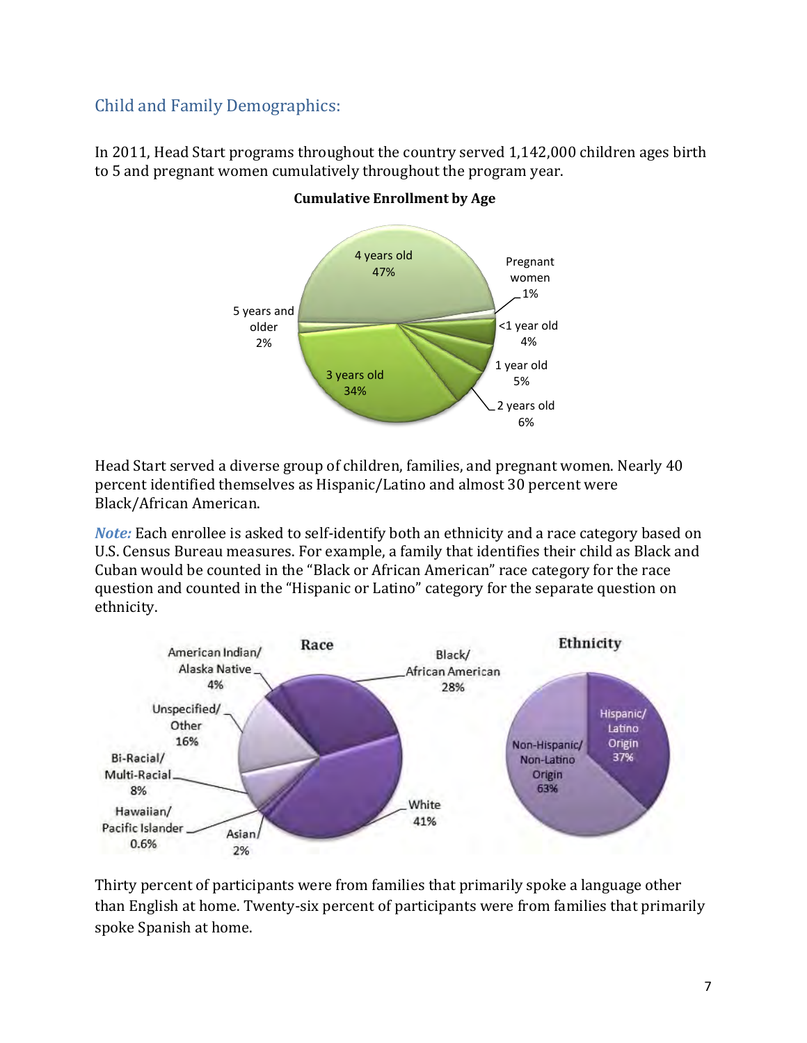## Child and Family Demographics:

In 2011, Head Start programs throughout the country served 1,142,000 children ages birth to 5 and pregnant women cumulatively throughout the program year.

**Cumulative Enrollment by Age**

| Category | Percent |
|---|---|
| 4 years old | 47% |
| Pregnant women | 1% |
| <1 year old | 4% |
| 1 year old | 5% |
| 2 years old | 6% |
| 3 years old | 34% |
| 5 years and older | 2% |

Head Start served a diverse group of children, families, and pregnant women. Nearly 40 percent identified themselves as Hispanic/Latino and almost 30 percent were Black/African American.

***Note:*** Each enrollee is asked to self-identify both an ethnicity and a race category based on U.S. Census Bureau measures. For example, a family that identifies their child as Black and Cuban would be counted in the "Black or African American" race category for the race question and counted in the "Hispanic or Latino" category for the separate question on ethnicity.

**Race**

| Category | Percent |
|---|---|
| Black/African American | 28% |
| White | 41% |
| Asian | 2% |
| Hawaiian/Pacific Islander | 0.6% |
| Bi-Racial/Multi-Racial | 8% |
| Unspecified/Other | 16% |
| American Indian/Alaska Native | 4% |

**Ethnicity**

| Category | Percent |
|---|---|
| Hispanic/Latino Origin | 37% |
| Non-Hispanic/Non-Latino Origin | 63% |

Thirty percent of participants were from families that primarily spoke a language other than English at home. Twenty-six percent of participants were from families that primarily spoke Spanish at home.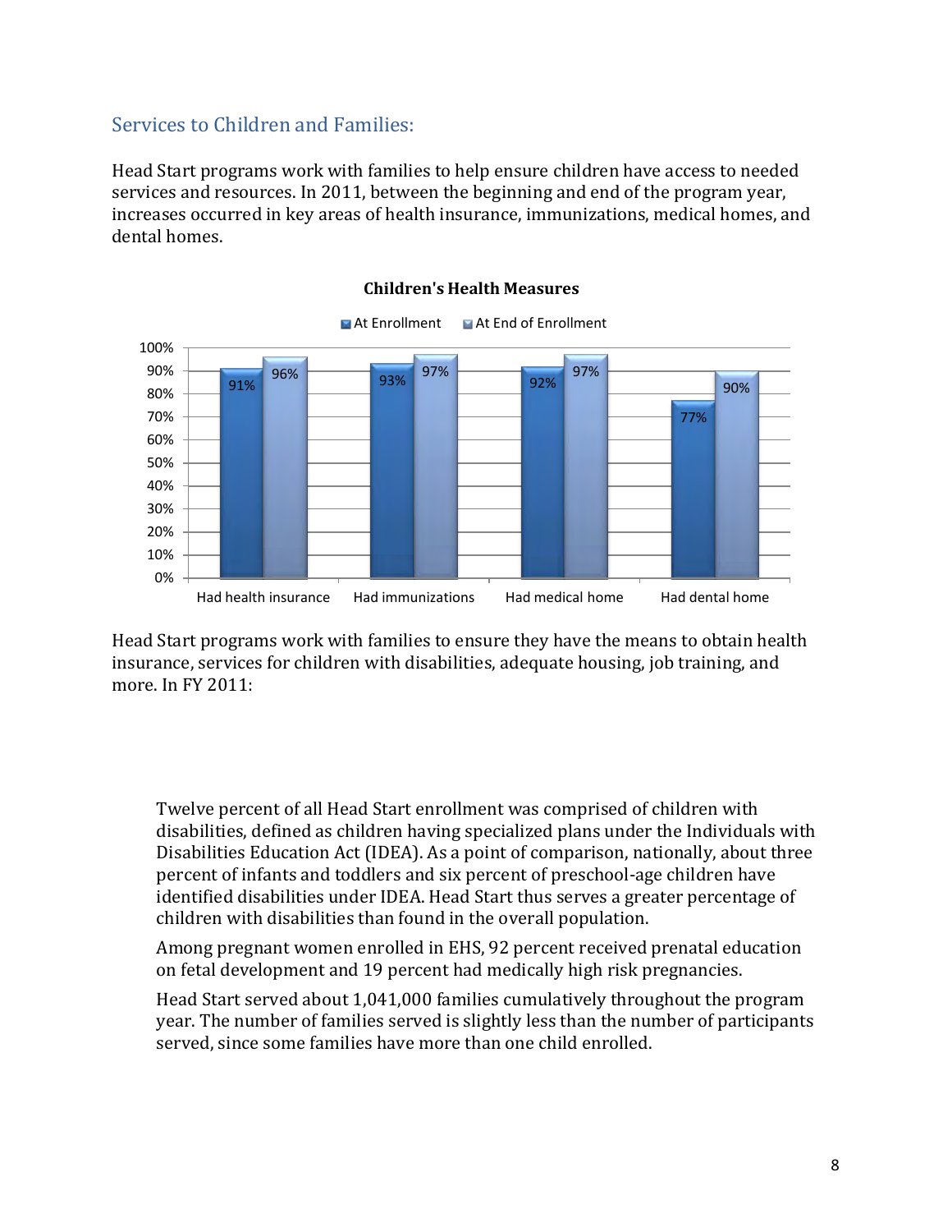## Services to Children and Families:

Head Start programs work with families to help ensure children have access to needed services and resources. In 2011, between the beginning and end of the program year, increases occurred in key areas of health insurance, immunizations, medical homes, and dental homes.

**Children's Health Measures**

| | At Enrollment | At End of Enrollment |
|---|---|---|
| Had health insurance | 91% | 96% |
| Had immunizations | 93% | 97% |
| Had medical home | 92% | 97% |
| Had dental home | 77% | 90% |

Head Start programs work with families to ensure they have the means to obtain health insurance, services for children with disabilities, adequate housing, job training, and more. In FY 2011:

Twelve percent of all Head Start enrollment was comprised of children with disabilities, defined as children having specialized plans under the Individuals with Disabilities Education Act (IDEA). As a point of comparison, nationally, about three percent of infants and toddlers and six percent of preschool-age children have identified disabilities under IDEA. Head Start thus serves a greater percentage of children with disabilities than found in the overall population.

Among pregnant women enrolled in EHS, 92 percent received prenatal education on fetal development and 19 percent had medically high risk pregnancies.

Head Start served about 1,041,000 families cumulatively throughout the program year. The number of families served is slightly less than the number of participants served, since some families have more than one child enrolled.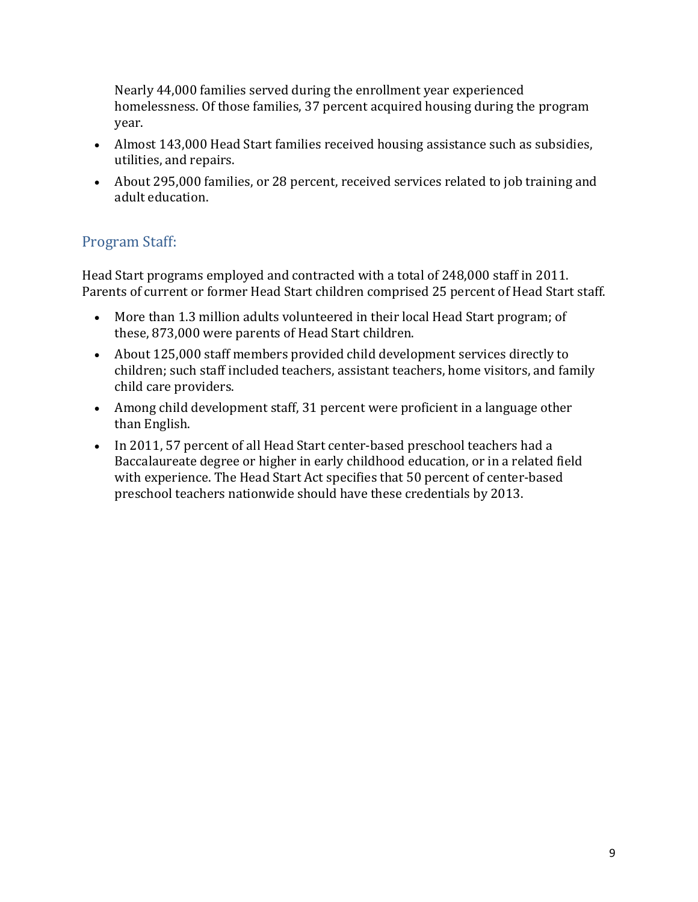Nearly 44,000 families served during the enrollment year experienced homelessness. Of those families, 37 percent acquired housing during the program year.

- Almost 143,000 Head Start families received housing assistance such as subsidies, utilities, and repairs.
- About 295,000 families, or 28 percent, received services related to job training and adult education.

## Program Staff:

Head Start programs employed and contracted with a total of 248,000 staff in 2011. Parents of current or former Head Start children comprised 25 percent of Head Start staff.

- More than 1.3 million adults volunteered in their local Head Start program; of these, 873,000 were parents of Head Start children.
- About 125,000 staff members provided child development services directly to children; such staff included teachers, assistant teachers, home visitors, and family child care providers.
- Among child development staff, 31 percent were proficient in a language other than English.
- In 2011, 57 percent of all Head Start center-based preschool teachers had a Baccalaureate degree or higher in early childhood education, or in a related field with experience. The Head Start Act specifies that 50 percent of center-based preschool teachers nationwide should have these credentials by 2013.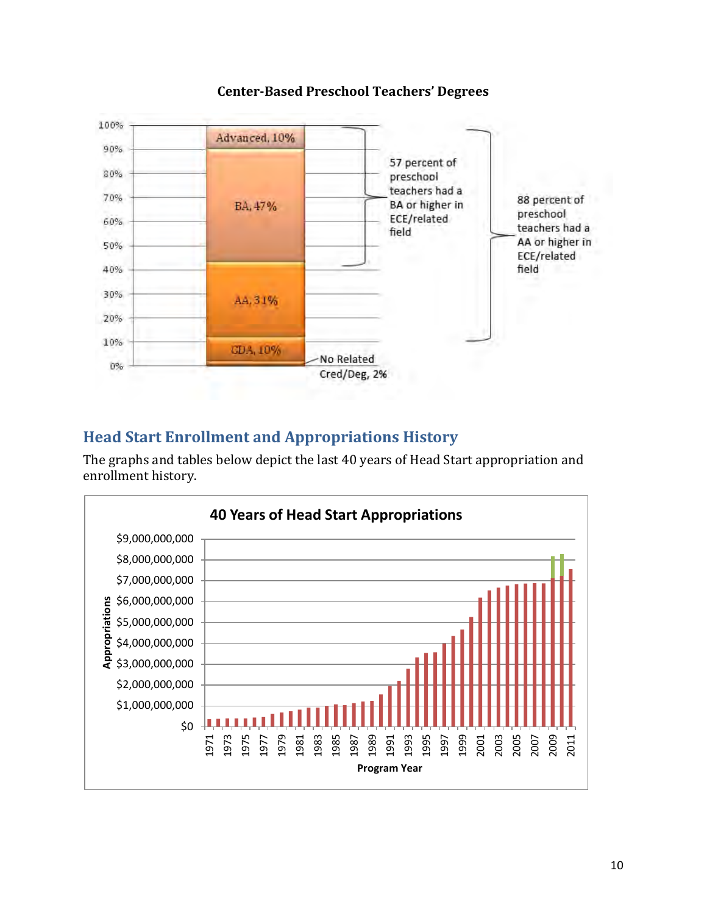**Center-Based Preschool Teachers' Degrees**

Advanced, 10%

BA, 47%

AA, 31%

CDA, 10%

No Related Cred/Deg, 2%

57 percent of preschool teachers had a BA or higher in ECE/related field

88 percent of preschool teachers had a AA or higher in ECE/related field

## Head Start Enrollment and Appropriations History

The graphs and tables below depict the last 40 years of Head Start appropriation and enrollment history.

**40 Years of Head Start Appropriations**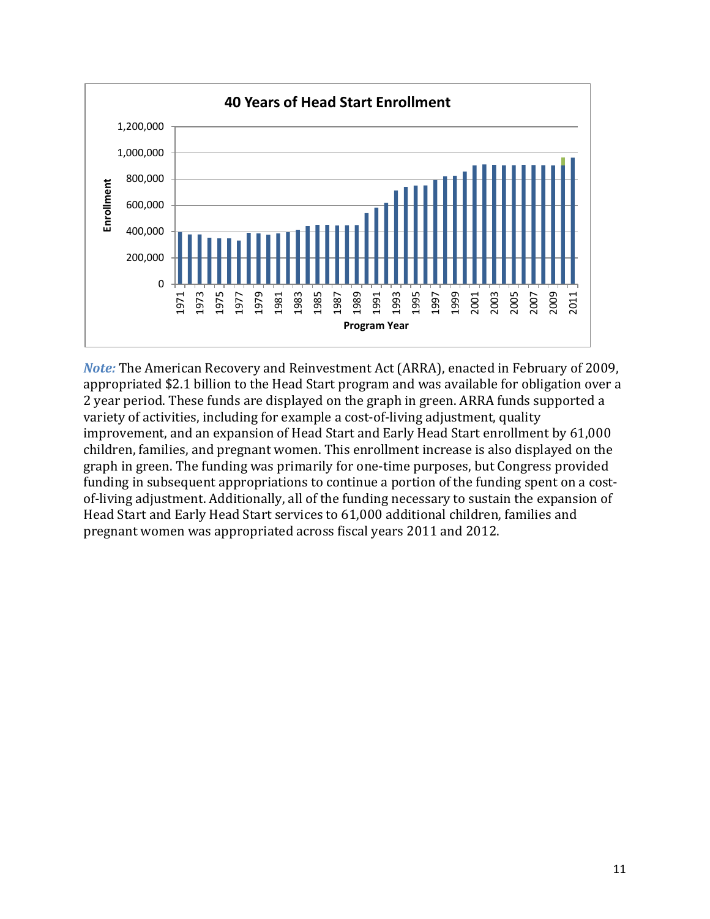**40 Years of Head Start Enrollment**

*Note:* The American Recovery and Reinvestment Act (ARRA), enacted in February of 2009, appropriated $2.1 billion to the Head Start program and was available for obligation over a 2 year period. These funds are displayed on the graph in green. ARRA funds supported a variety of activities, including for example a cost-of-living adjustment, quality improvement, and an expansion of Head Start and Early Head Start enrollment by 61,000 children, families, and pregnant women. This enrollment increase is also displayed on the graph in green. The funding was primarily for one-time purposes, but Congress provided funding in subsequent appropriations to continue a portion of the funding spent on a cost-of-living adjustment. Additionally, all of the funding necessary to sustain the expansion of Head Start and Early Head Start services to 61,000 additional children, families and pregnant women was appropriated across fiscal years 2011 and 2012.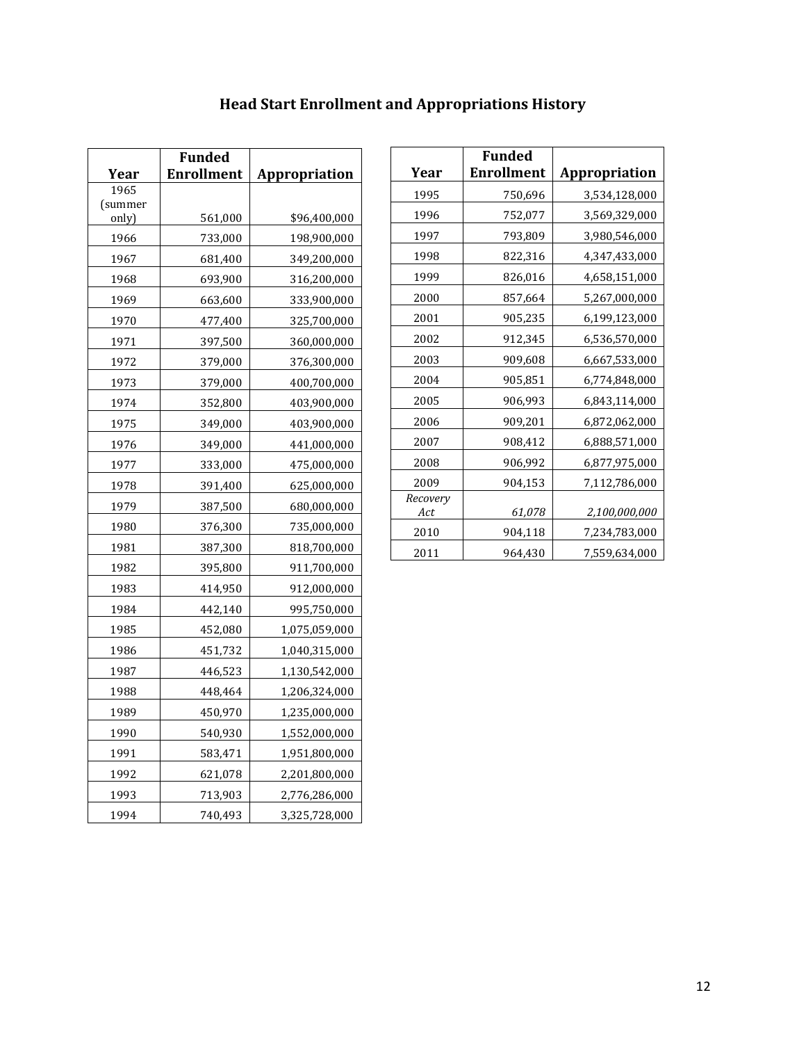## Head Start Enrollment and Appropriations History

| Year | Funded Enrollment | Appropriation |
|---|---|---|
| 1965 (summer only) | 561,000 | $96,400,000 |
| 1966 | 733,000 | 198,900,000 |
| 1967 | 681,400 | 349,200,000 |
| 1968 | 693,900 | 316,200,000 |
| 1969 | 663,600 | 333,900,000 |
| 1970 | 477,400 | 325,700,000 |
| 1971 | 397,500 | 360,000,000 |
| 1972 | 379,000 | 376,300,000 |
| 1973 | 379,000 | 400,700,000 |
| 1974 | 352,800 | 403,900,000 |
| 1975 | 349,000 | 403,900,000 |
| 1976 | 349,000 | 441,000,000 |
| 1977 | 333,000 | 475,000,000 |
| 1978 | 391,400 | 625,000,000 |
| 1979 | 387,500 | 680,000,000 |
| 1980 | 376,300 | 735,000,000 |
| 1981 | 387,300 | 818,700,000 |
| 1982 | 395,800 | 911,700,000 |
| 1983 | 414,950 | 912,000,000 |
| 1984 | 442,140 | 995,750,000 |
| 1985 | 452,080 | 1,075,059,000 |
| 1986 | 451,732 | 1,040,315,000 |
| 1987 | 446,523 | 1,130,542,000 |
| 1988 | 448,464 | 1,206,324,000 |
| 1989 | 450,970 | 1,235,000,000 |
| 1990 | 540,930 | 1,552,000,000 |
| 1991 | 583,471 | 1,951,800,000 |
| 1992 | 621,078 | 2,201,800,000 |
| 1993 | 713,903 | 2,776,286,000 |
| 1994 | 740,493 | 3,325,728,000 |

| Year | Funded Enrollment | Appropriation |
|---|---|---|
| 1995 | 750,696 | 3,534,128,000 |
| 1996 | 752,077 | 3,569,329,000 |
| 1997 | 793,809 | 3,980,546,000 |
| 1998 | 822,316 | 4,347,433,000 |
| 1999 | 826,016 | 4,658,151,000 |
| 2000 | 857,664 | 5,267,000,000 |
| 2001 | 905,235 | 6,199,123,000 |
| 2002 | 912,345 | 6,536,570,000 |
| 2003 | 909,608 | 6,667,533,000 |
| 2004 | 905,851 | 6,774,848,000 |
| 2005 | 906,993 | 6,843,114,000 |
| 2006 | 909,201 | 6,872,062,000 |
| 2007 | 908,412 | 6,888,571,000 |
| 2008 | 906,992 | 6,877,975,000 |
| 2009 | 904,153 | 7,112,786,000 |
| *Recovery Act* | *61,078* | *2,100,000,000* |
| 2010 | 904,118 | 7,234,783,000 |
| 2011 | 964,430 | 7,559,634,000 |